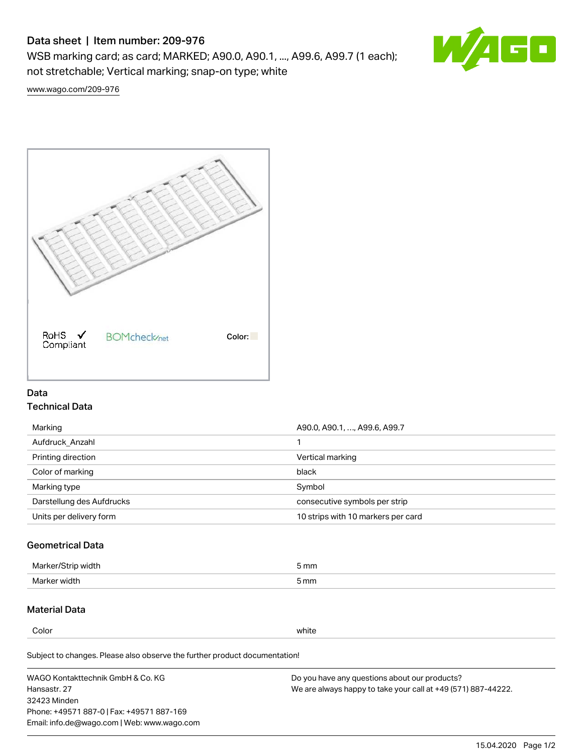# Data sheet | Item number: 209-976

WSB marking card; as card; MARKED; A90.0, A90.1, ..., A99.6, A99.7 (1 each); not stretchable; Vertical marking; snap-on type; white

www.wago.com/209-976

RoHS ✓ Compliant

BOMcheck.net

Color:

## Data

### Technical Data

| | |
|---|---|
| Marking | A90.0, A90.1, …, A99.6, A99.7 |
| Aufdruck_Anzahl | 1 |
| Printing direction | Vertical marking |
| Color of marking | black |
| Marking type | Symbol |
| Darstellung des Aufdrucks | consecutive symbols per strip |
| Units per delivery form | 10 strips with 10 markers per card |

### Geometrical Data

| | |
|---|---|
| Marker/Strip width | 5 mm |
| Marker width | 5 mm |

### Material Data

| | |
|---|---|
| Color | white |

Subject to changes. Please also observe the further product documentation!

WAGO Kontakttechnik GmbH & Co. KG
Hansastr. 27
32423 Minden
Phone: +49571 887-0 | Fax: +49571 887-169
Email: info.de@wago.com | Web: www.wago.com

Do you have any questions about our products?
We are always happy to take your call at +49 (571) 887-44222.

15.04.2020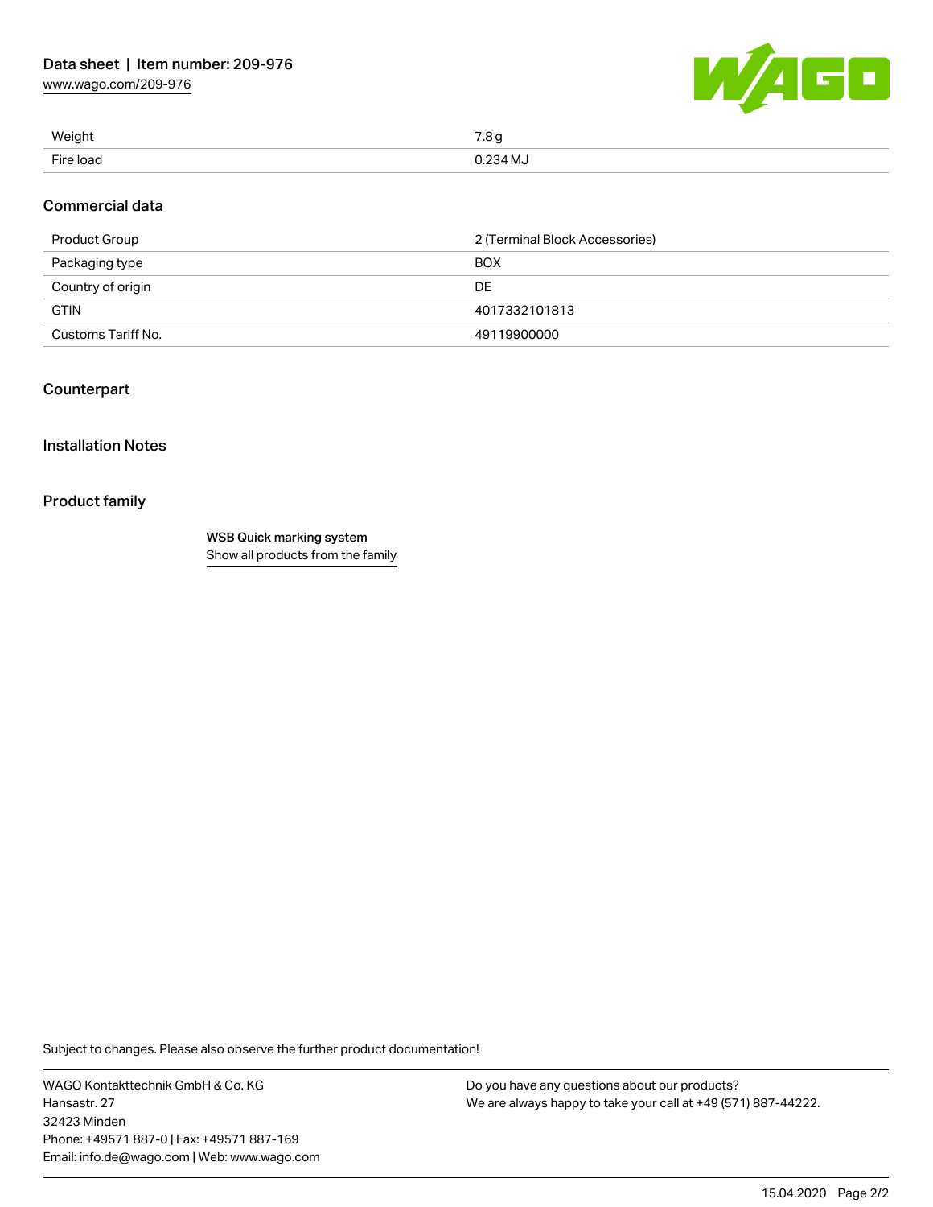| | |
|---|---|
| Weight | 7.8 g |
| Fire load | 0.234 MJ |

## Commercial data

| | |
|---|---|
| Product Group | 2 (Terminal Block Accessories) |
| Packaging type | BOX |
| Country of origin | DE |
| GTIN | 4017332101813 |
| Customs Tariff No. | 49119900000 |

## Counterpart

## Installation Notes

## Product family

**WSB Quick marking system**
Show all products from the family

Subject to changes. Please also observe the further product documentation!

WAGO Kontakttechnik GmbH & Co. KG
Hansastr. 27
32423 Minden
Phone: +49571 887-0 | Fax: +49571 887-169
Email: info.de@wago.com | Web: www.wago.com

Do you have any questions about our products?
We are always happy to take your call at +49 (571) 887-44222.

15.04.2020